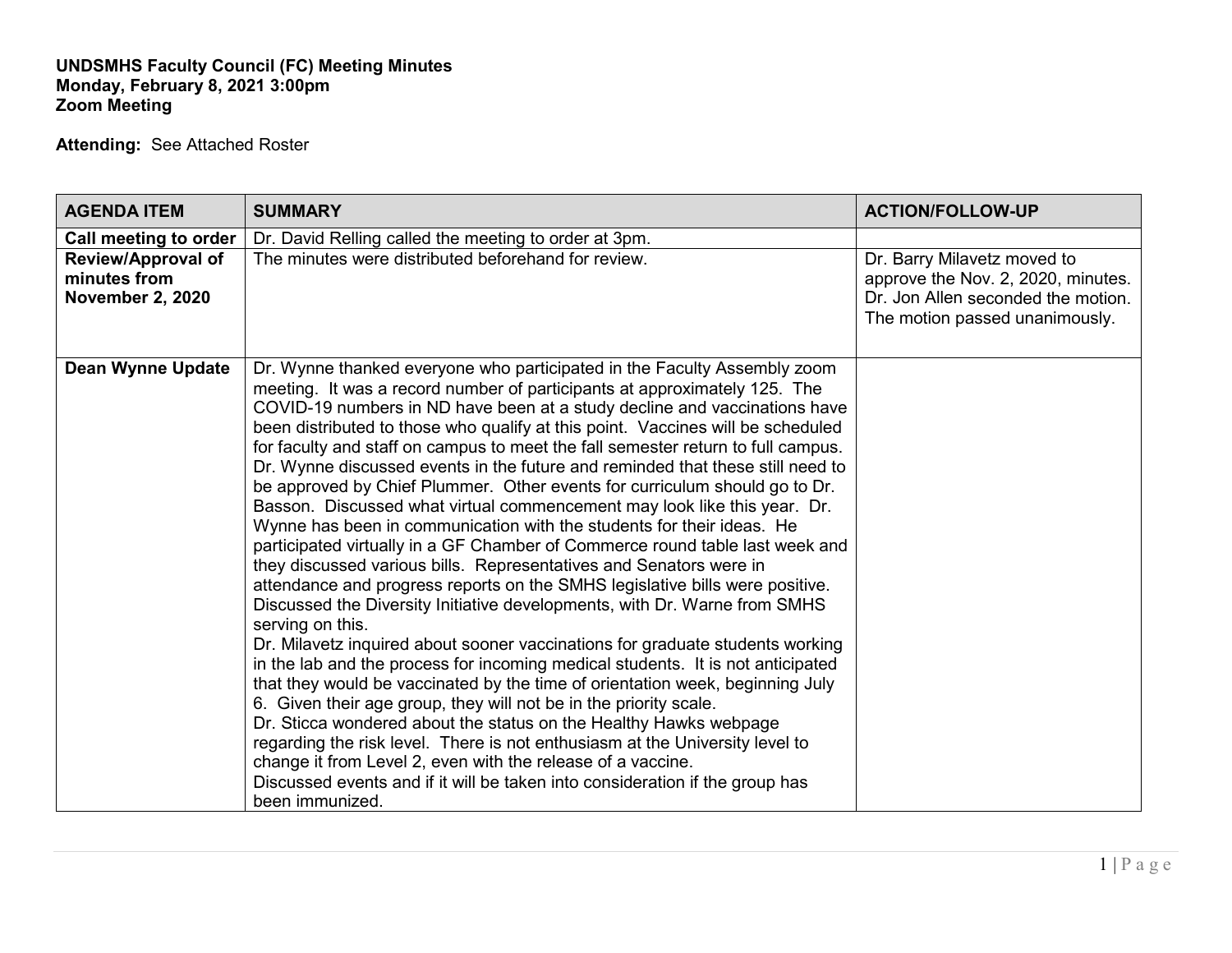**UNDSMHS Faculty Council (FC) Meeting Minutes**
**Monday, February 8, 2021 3:00pm**
**Zoom Meeting**

**Attending:** See Attached Roster

| AGENDA ITEM | SUMMARY | ACTION/FOLLOW-UP |
|---|---|---|
| **Call meeting to order** | Dr. David Relling called the meeting to order at 3pm. | |
| **Review/Approval of minutes from November 2, 2020** | The minutes were distributed beforehand for review. | Dr. Barry Milavetz moved to approve the Nov. 2, 2020, minutes. Dr. Jon Allen seconded the motion. The motion passed unanimously. |
| **Dean Wynne Update** | Dr. Wynne thanked everyone who participated in the Faculty Assembly zoom meeting. It was a record number of participants at approximately 125. The COVID-19 numbers in ND have been at a study decline and vaccinations have been distributed to those who qualify at this point. Vaccines will be scheduled for faculty and staff on campus to meet the fall semester return to full campus. Dr. Wynne discussed events in the future and reminded that these still need to be approved by Chief Plummer. Other events for curriculum should go to Dr. Basson. Discussed what virtual commencement may look like this year. Dr. Wynne has been in communication with the students for their ideas. He participated virtually in a GF Chamber of Commerce round table last week and they discussed various bills. Representatives and Senators were in attendance and progress reports on the SMHS legislative bills were positive. Discussed the Diversity Initiative developments, with Dr. Warne from SMHS serving on this.<br>Dr. Milavetz inquired about sooner vaccinations for graduate students working in the lab and the process for incoming medical students. It is not anticipated that they would be vaccinated by the time of orientation week, beginning July 6. Given their age group, they will not be in the priority scale.<br>Dr. Sticca wondered about the status on the Healthy Hawks webpage regarding the risk level. There is not enthusiasm at the University level to change it from Level 2, even with the release of a vaccine.<br>Discussed events and if it will be taken into consideration if the group has been immunized. | |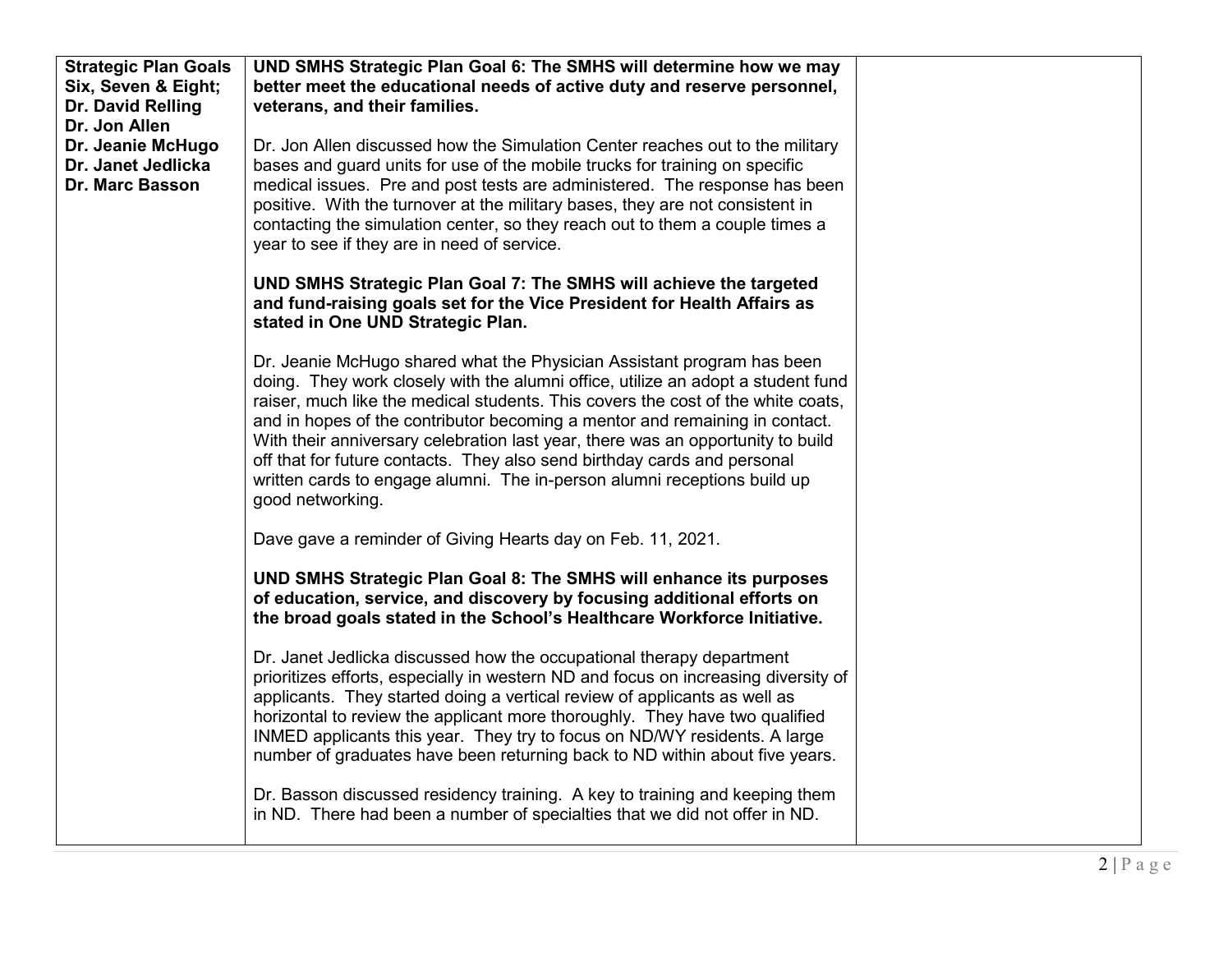| Strategic Plan Goals Six, Seven & Eight; Dr. David Relling Dr. Jon Allen Dr. Jeanie McHugo Dr. Janet Jedlicka Dr. Marc Basson | **UND SMHS Strategic Plan Goal 6: The SMHS will determine how we may better meet the educational needs of active duty and reserve personnel, veterans, and their families.**<br><br>Dr. Jon Allen discussed how the Simulation Center reaches out to the military bases and guard units for use of the mobile trucks for training on specific medical issues. Pre and post tests are administered. The response has been positive. With the turnover at the military bases, they are not consistent in contacting the simulation center, so they reach out to them a couple times a year to see if they are in need of service.<br><br>**UND SMHS Strategic Plan Goal 7: The SMHS will achieve the targeted and fund-raising goals set for the Vice President for Health Affairs as stated in One UND Strategic Plan.**<br><br>Dr. Jeanie McHugo shared what the Physician Assistant program has been doing. They work closely with the alumni office, utilize an adopt a student fund raiser, much like the medical students. This covers the cost of the white coats, and in hopes of the contributor becoming a mentor and remaining in contact. With their anniversary celebration last year, there was an opportunity to build off that for future contacts. They also send birthday cards and personal written cards to engage alumni. The in-person alumni receptions build up good networking.<br><br>Dave gave a reminder of Giving Hearts day on Feb. 11, 2021.<br><br>**UND SMHS Strategic Plan Goal 8: The SMHS will enhance its purposes of education, service, and discovery by focusing additional efforts on the broad goals stated in the School's Healthcare Workforce Initiative.**<br><br>Dr. Janet Jedlicka discussed how the occupational therapy department prioritizes efforts, especially in western ND and focus on increasing diversity of applicants. They started doing a vertical review of applicants as well as horizontal to review the applicant more thoroughly. They have two qualified INMED applicants this year. They try to focus on ND/WY residents. A large number of graduates have been returning back to ND within about five years.<br><br>Dr. Basson discussed residency training. A key to training and keeping them in ND. There had been a number of specialties that we did not offer in ND. | |
|---|---|---|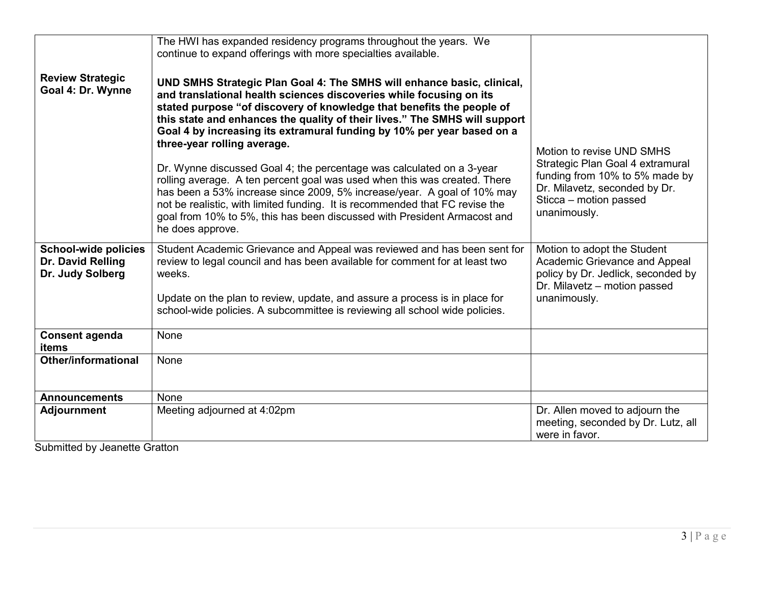| | | |
|---|---|---|
| **Review Strategic Goal 4: Dr. Wynne** | The HWI has expanded residency programs throughout the years. We continue to expand offerings with more specialties available.<br><br>**UND SMHS Strategic Plan Goal 4: The SMHS will enhance basic, clinical, and translational health sciences discoveries while focusing on its stated purpose "of discovery of knowledge that benefits the people of this state and enhances the quality of their lives." The SMHS will support Goal 4 by increasing its extramural funding by 10% per year based on a three-year rolling average.**<br><br>Dr. Wynne discussed Goal 4; the percentage was calculated on a 3-year rolling average. A ten percent goal was used when this was created. There has been a 53% increase since 2009, 5% increase/year. A goal of 10% may not be realistic, with limited funding. It is recommended that FC revise the goal from 10% to 5%, this has been discussed with President Armacost and he does approve. | Motion to revise UND SMHS Strategic Plan Goal 4 extramural funding from 10% to 5% made by Dr. Milavetz, seconded by Dr. Sticca – motion passed unanimously. |
| **School-wide policies Dr. David Relling Dr. Judy Solberg** | Student Academic Grievance and Appeal was reviewed and has been sent for review to legal council and has been available for comment for at least two weeks.<br><br>Update on the plan to review, update, and assure a process is in place for school-wide policies. A subcommittee is reviewing all school wide policies. | Motion to adopt the Student Academic Grievance and Appeal policy by Dr. Jedlick, seconded by Dr. Milavetz – motion passed unanimously. |
| **Consent agenda items** | None | |
| **Other/informational** | None | |
| **Announcements** | None | |
| **Adjournment** | Meeting adjourned at 4:02pm | Dr. Allen moved to adjourn the meeting, seconded by Dr. Lutz, all were in favor. |

Submitted by Jeanette Gratton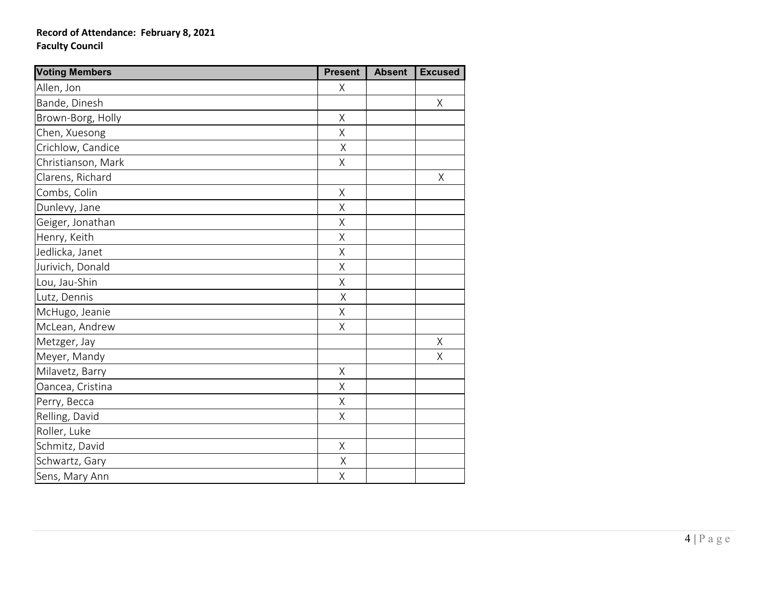**Record of Attendance: February 8, 2021**
**Faculty Council**

| Voting Members | Present | Absent | Excused |
|---|---|---|---|
| Allen, Jon | X | | |
| Bande, Dinesh | | | X |
| Brown-Borg, Holly | X | | |
| Chen, Xuesong | X | | |
| Crichlow, Candice | X | | |
| Christianson, Mark | X | | |
| Clarens, Richard | | | X |
| Combs, Colin | X | | |
| Dunlevy, Jane | X | | |
| Geiger, Jonathan | X | | |
| Henry, Keith | X | | |
| Jedlicka, Janet | X | | |
| Jurivich, Donald | X | | |
| Lou, Jau-Shin | X | | |
| Lutz, Dennis | X | | |
| McHugo, Jeanie | X | | |
| McLean, Andrew | X | | |
| Metzger, Jay | | | X |
| Meyer, Mandy | | | X |
| Milavetz, Barry | X | | |
| Oancea, Cristina | X | | |
| Perry, Becca | X | | |
| Relling, David | X | | |
| Roller, Luke | | | |
| Schmitz, David | X | | |
| Schwartz, Gary | X | | |
| Sens, Mary Ann | X | | |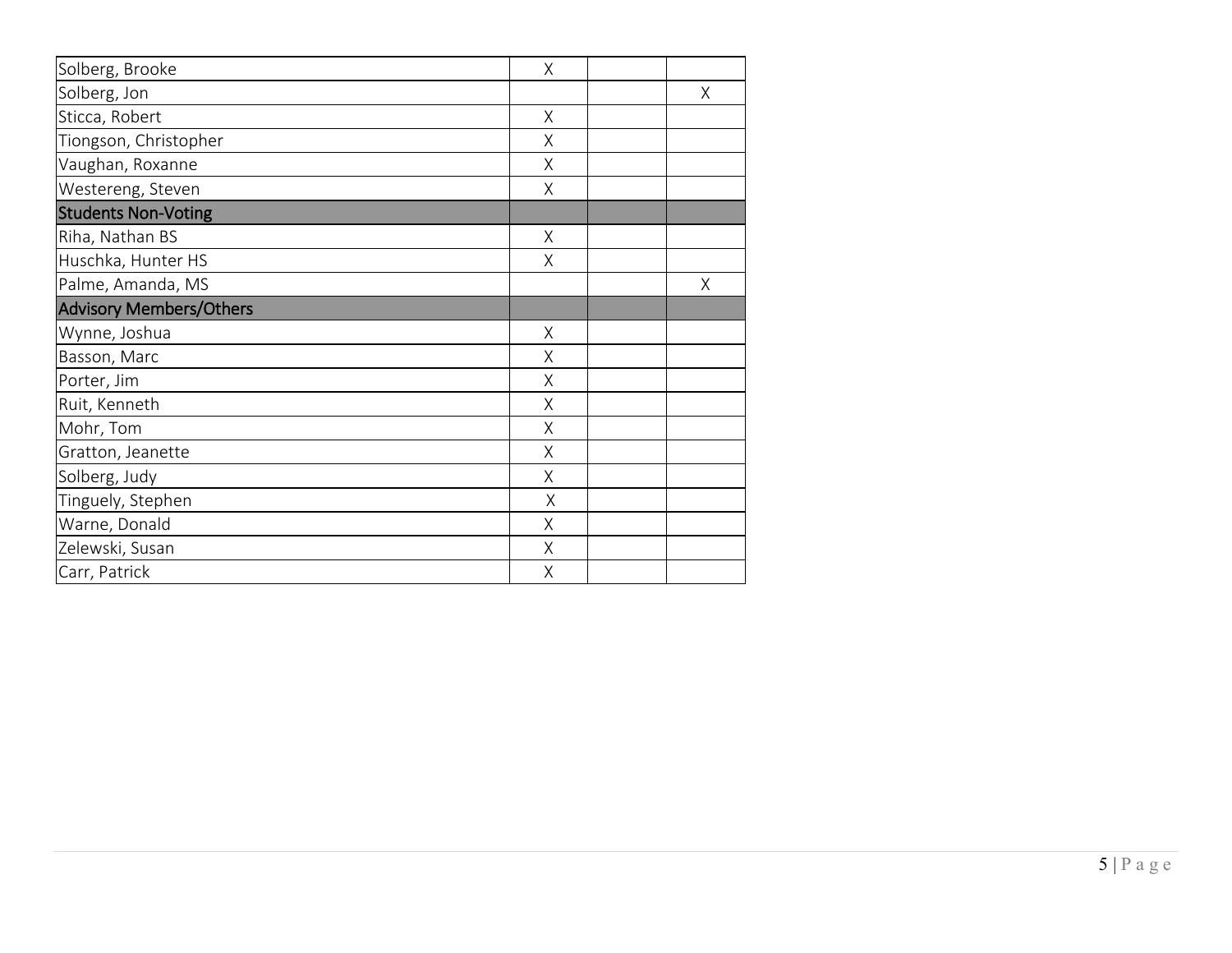| | | | |
|---|---|---|---|
| Solberg, Brooke | X | | |
| Solberg, Jon | | | X |
| Sticca, Robert | X | | |
| Tiongson, Christopher | X | | |
| Vaughan, Roxanne | X | | |
| Westereng, Steven | X | | |
| **Students Non-Voting** | | | |
| Riha, Nathan BS | X | | |
| Huschka, Hunter HS | X | | |
| Palme, Amanda, MS | | | X |
| **Advisory Members/Others** | | | |
| Wynne, Joshua | X | | |
| Basson, Marc | X | | |
| Porter, Jim | X | | |
| Ruit, Kenneth | X | | |
| Mohr, Tom | X | | |
| Gratton, Jeanette | X | | |
| Solberg, Judy | X | | |
| Tinguely, Stephen | X | | |
| Warne, Donald | X | | |
| Zelewski, Susan | X | | |
| Carr, Patrick | X | | |